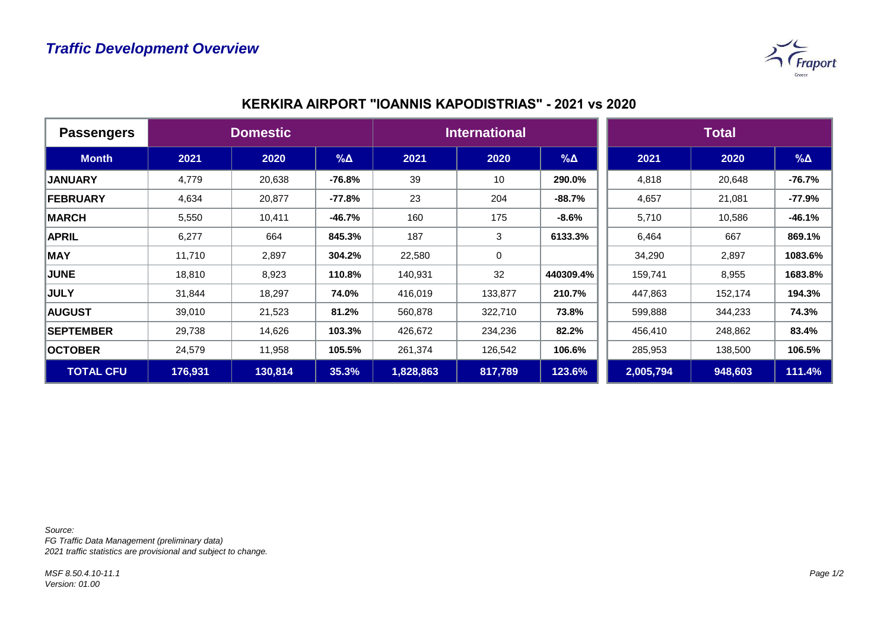## *Traffic Development Overview*

### KERKIRA AIRPORT "IOANNIS KAPODISTRIAS" - 2021 vs 2020

| Passengers | Domestic | | | International | | | Total | | |
|---|---|---|---|---|---|---|---|---|---|
| **Month** | **2021** | **2020** | **%Δ** | **2021** | **2020** | **%Δ** | **2021** | **2020** | **%Δ** |
| **JANUARY** | 4,779 | 20,638 | **-76.8%** | 39 | 10 | **290.0%** | 4,818 | 20,648 | **-76.7%** |
| **FEBRUARY** | 4,634 | 20,877 | **-77.8%** | 23 | 204 | **-88.7%** | 4,657 | 21,081 | **-77.9%** |
| **MARCH** | 5,550 | 10,411 | **-46.7%** | 160 | 175 | **-8.6%** | 5,710 | 10,586 | **-46.1%** |
| **APRIL** | 6,277 | 664 | **845.3%** | 187 | 3 | **6133.3%** | 6,464 | 667 | **869.1%** |
| **MAY** | 11,710 | 2,897 | **304.2%** | 22,580 | 0 | | 34,290 | 2,897 | **1083.6%** |
| **JUNE** | 18,810 | 8,923 | **110.8%** | 140,931 | 32 | **440309.4%** | 159,741 | 8,955 | **1683.8%** |
| **JULY** | 31,844 | 18,297 | **74.0%** | 416,019 | 133,877 | **210.7%** | 447,863 | 152,174 | **194.3%** |
| **AUGUST** | 39,010 | 21,523 | **81.2%** | 560,878 | 322,710 | **73.8%** | 599,888 | 344,233 | **74.3%** |
| **SEPTEMBER** | 29,738 | 14,626 | **103.3%** | 426,672 | 234,236 | **82.2%** | 456,410 | 248,862 | **83.4%** |
| **OCTOBER** | 24,579 | 11,958 | **105.5%** | 261,374 | 126,542 | **106.6%** | 285,953 | 138,500 | **106.5%** |
| **TOTAL CFU** | **176,931** | **130,814** | **35.3%** | **1,828,863** | **817,789** | **123.6%** | **2,005,794** | **948,603** | **111.4%** |

*Source:*
*FG Traffic Data Management (preliminary data)*
*2021 traffic statistics are provisional and subject to change.*

*MSF 8.50.4.10-11.1*
*Version: 01.00*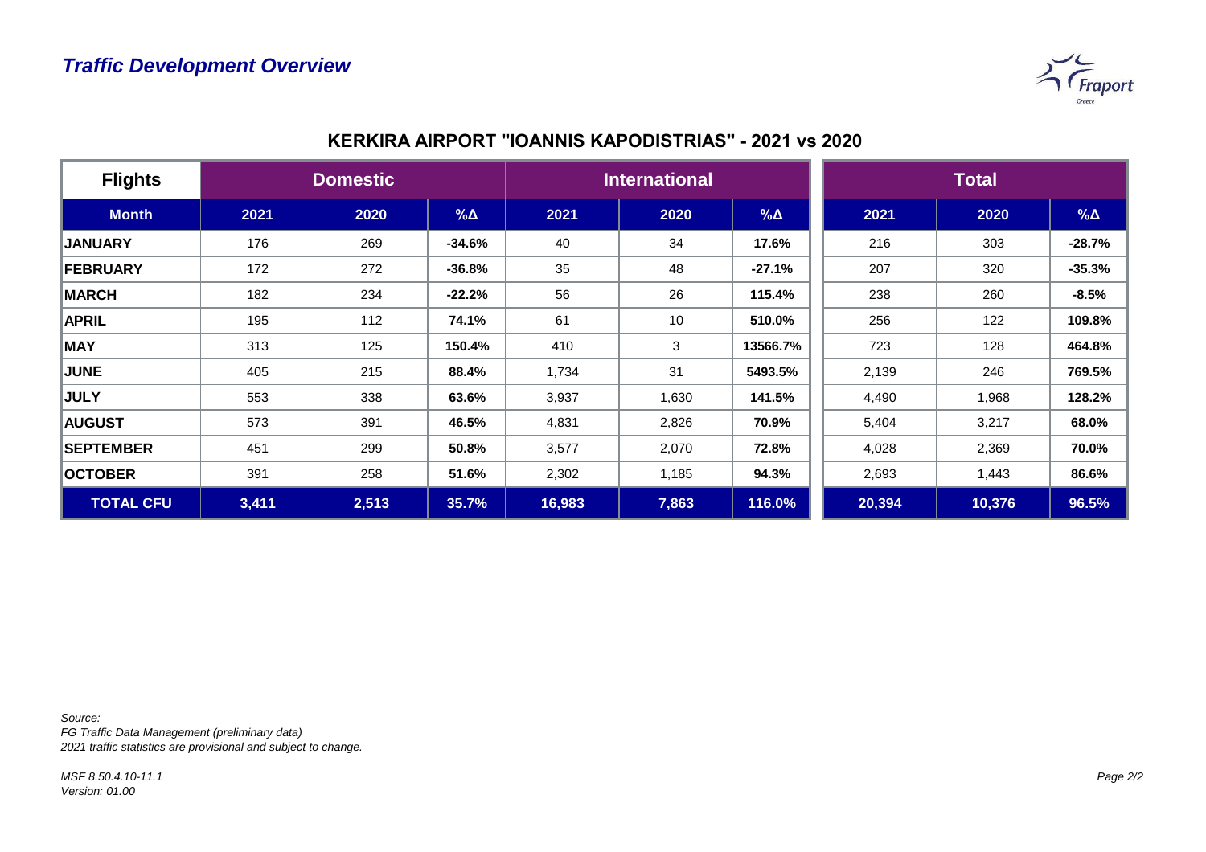## *Traffic Development Overview*

### KERKIRA AIRPORT "IOANNIS KAPODISTRIAS" - 2021 vs 2020

| Flights | Domestic | | | International | | | Total | | |
|---|---|---|---|---|---|---|---|---|---|
| Month | 2021 | 2020 | %Δ | 2021 | 2020 | %Δ | 2021 | 2020 | %Δ |
| JANUARY | 176 | 269 | -34.6% | 40 | 34 | 17.6% | 216 | 303 | -28.7% |
| FEBRUARY | 172 | 272 | -36.8% | 35 | 48 | -27.1% | 207 | 320 | -35.3% |
| MARCH | 182 | 234 | -22.2% | 56 | 26 | 115.4% | 238 | 260 | -8.5% |
| APRIL | 195 | 112 | 74.1% | 61 | 10 | 510.0% | 256 | 122 | 109.8% |
| MAY | 313 | 125 | 150.4% | 410 | 3 | 13566.7% | 723 | 128 | 464.8% |
| JUNE | 405 | 215 | 88.4% | 1,734 | 31 | 5493.5% | 2,139 | 246 | 769.5% |
| JULY | 553 | 338 | 63.6% | 3,937 | 1,630 | 141.5% | 4,490 | 1,968 | 128.2% |
| AUGUST | 573 | 391 | 46.5% | 4,831 | 2,826 | 70.9% | 5,404 | 3,217 | 68.0% |
| SEPTEMBER | 451 | 299 | 50.8% | 3,577 | 2,070 | 72.8% | 4,028 | 2,369 | 70.0% |
| OCTOBER | 391 | 258 | 51.6% | 2,302 | 1,185 | 94.3% | 2,693 | 1,443 | 86.6% |
| TOTAL CFU | 3,411 | 2,513 | 35.7% | 16,983 | 7,863 | 116.0% | 20,394 | 10,376 | 96.5% |

*Source:*
*FG Traffic Data Management (preliminary data)*
*2021 traffic statistics are provisional and subject to change.*

*MSF 8.50.4.10-11.1*
*Version: 01.00*